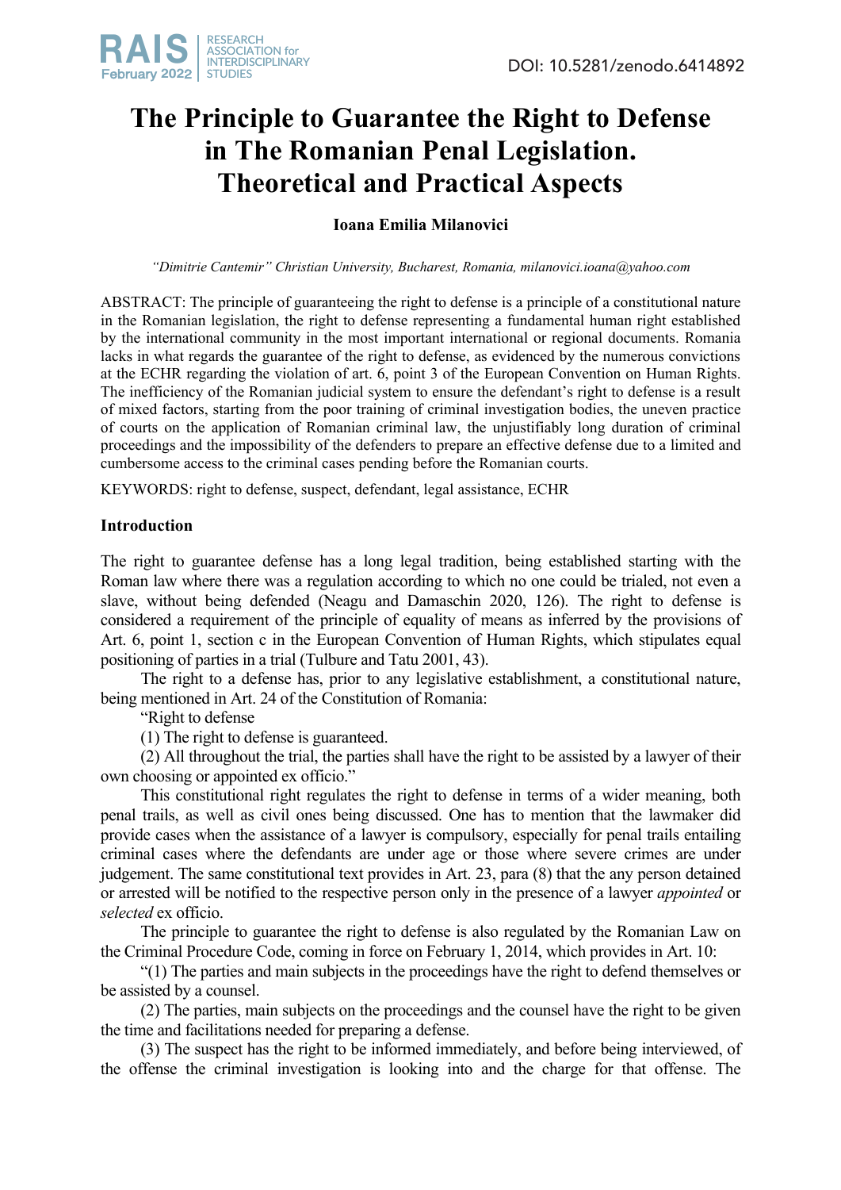DOI: 10.5281/zenodo.6414892

# The Principle to Guarantee the Right to Defense in The Romanian Penal Legislation. Theoretical and Practical Aspects

**Ioana Emilia Milanovici**

*"Dimitrie Cantemir" Christian University, Bucharest, Romania, milanovici.ioana@yahoo.com*

ABSTRACT: The principle of guaranteeing the right to defense is a principle of a constitutional nature in the Romanian legislation, the right to defense representing a fundamental human right established by the international community in the most important international or regional documents. Romania lacks in what regards the guarantee of the right to defense, as evidenced by the numerous convictions at the ECHR regarding the violation of art. 6, point 3 of the European Convention on Human Rights. The inefficiency of the Romanian judicial system to ensure the defendant's right to defense is a result of mixed factors, starting from the poor training of criminal investigation bodies, the uneven practice of courts on the application of Romanian criminal law, the unjustifiably long duration of criminal proceedings and the impossibility of the defenders to prepare an effective defense due to a limited and cumbersome access to the criminal cases pending before the Romanian courts.

KEYWORDS: right to defense, suspect, defendant, legal assistance, ECHR

## Introduction

The right to guarantee defense has a long legal tradition, being established starting with the Roman law where there was a regulation according to which no one could be trialed, not even a slave, without being defended (Neagu and Damaschin 2020, 126). The right to defense is considered a requirement of the principle of equality of means as inferred by the provisions of Art. 6, point 1, section c in the European Convention of Human Rights, which stipulates equal positioning of parties in a trial (Tulbure and Tatu 2001, 43).

The right to a defense has, prior to any legislative establishment, a constitutional nature, being mentioned in Art. 24 of the Constitution of Romania:

"Right to defense

(1) The right to defense is guaranteed.

(2) All throughout the trial, the parties shall have the right to be assisted by a lawyer of their own choosing or appointed ex officio."

This constitutional right regulates the right to defense in terms of a wider meaning, both penal trails, as well as civil ones being discussed. One has to mention that the lawmaker did provide cases when the assistance of a lawyer is compulsory, especially for penal trails entailing criminal cases where the defendants are under age or those where severe crimes are under judgement. The same constitutional text provides in Art. 23, para (8) that the any person detained or arrested will be notified to the respective person only in the presence of a lawyer *appointed* or *selected* ex officio.

The principle to guarantee the right to defense is also regulated by the Romanian Law on the Criminal Procedure Code, coming in force on February 1, 2014, which provides in Art. 10:

"(1) The parties and main subjects in the proceedings have the right to defend themselves or be assisted by a counsel.

(2) The parties, main subjects on the proceedings and the counsel have the right to be given the time and facilitations needed for preparing a defense.

(3) The suspect has the right to be informed immediately, and before being interviewed, of the offense the criminal investigation is looking into and the charge for that offense. The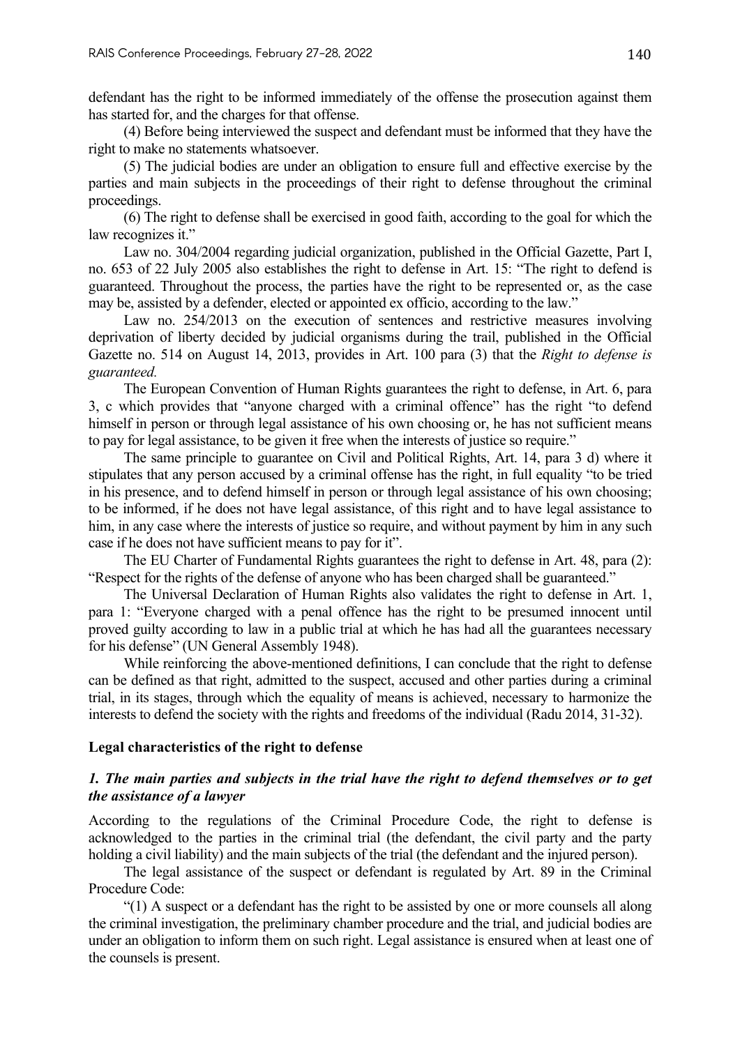defendant has the right to be informed immediately of the offense the prosecution against them has started for, and the charges for that offense.

(4) Before being interviewed the suspect and defendant must be informed that they have the right to make no statements whatsoever.

(5) The judicial bodies are under an obligation to ensure full and effective exercise by the parties and main subjects in the proceedings of their right to defense throughout the criminal proceedings.

(6) The right to defense shall be exercised in good faith, according to the goal for which the law recognizes it."

Law no. 304/2004 regarding judicial organization, published in the Official Gazette, Part I, no. 653 of 22 July 2005 also establishes the right to defense in Art. 15: "The right to defend is guaranteed. Throughout the process, the parties have the right to be represented or, as the case may be, assisted by a defender, elected or appointed ex officio, according to the law."

Law no. 254/2013 on the execution of sentences and restrictive measures involving deprivation of liberty decided by judicial organisms during the trail, published in the Official Gazette no. 514 on August 14, 2013, provides in Art. 100 para (3) that the *Right to defense is guaranteed.*

The European Convention of Human Rights guarantees the right to defense, in Art. 6, para 3, c which provides that "anyone charged with a criminal offence" has the right "to defend himself in person or through legal assistance of his own choosing or, he has not sufficient means to pay for legal assistance, to be given it free when the interests of justice so require."

The same principle to guarantee on Civil and Political Rights, Art. 14, para 3 d) where it stipulates that any person accused by a criminal offense has the right, in full equality "to be tried in his presence, and to defend himself in person or through legal assistance of his own choosing; to be informed, if he does not have legal assistance, of this right and to have legal assistance to him, in any case where the interests of justice so require, and without payment by him in any such case if he does not have sufficient means to pay for it".

The EU Charter of Fundamental Rights guarantees the right to defense in Art. 48, para (2): "Respect for the rights of the defense of anyone who has been charged shall be guaranteed."

The Universal Declaration of Human Rights also validates the right to defense in Art. 1, para 1: "Everyone charged with a penal offence has the right to be presumed innocent until proved guilty according to law in a public trial at which he has had all the guarantees necessary for his defense" (UN General Assembly 1948).

While reinforcing the above-mentioned definitions, I can conclude that the right to defense can be defined as that right, admitted to the suspect, accused and other parties during a criminal trial, in its stages, through which the equality of means is achieved, necessary to harmonize the interests to defend the society with the rights and freedoms of the individual (Radu 2014, 31-32).

## Legal characteristics of the right to defense

### *1. The main parties and subjects in the trial have the right to defend themselves or to get the assistance of a lawyer*

According to the regulations of the Criminal Procedure Code, the right to defense is acknowledged to the parties in the criminal trial (the defendant, the civil party and the party holding a civil liability) and the main subjects of the trial (the defendant and the injured person).

The legal assistance of the suspect or defendant is regulated by Art. 89 in the Criminal Procedure Code:

"(1) A suspect or a defendant has the right to be assisted by one or more counsels all along the criminal investigation, the preliminary chamber procedure and the trial, and judicial bodies are under an obligation to inform them on such right. Legal assistance is ensured when at least one of the counsels is present.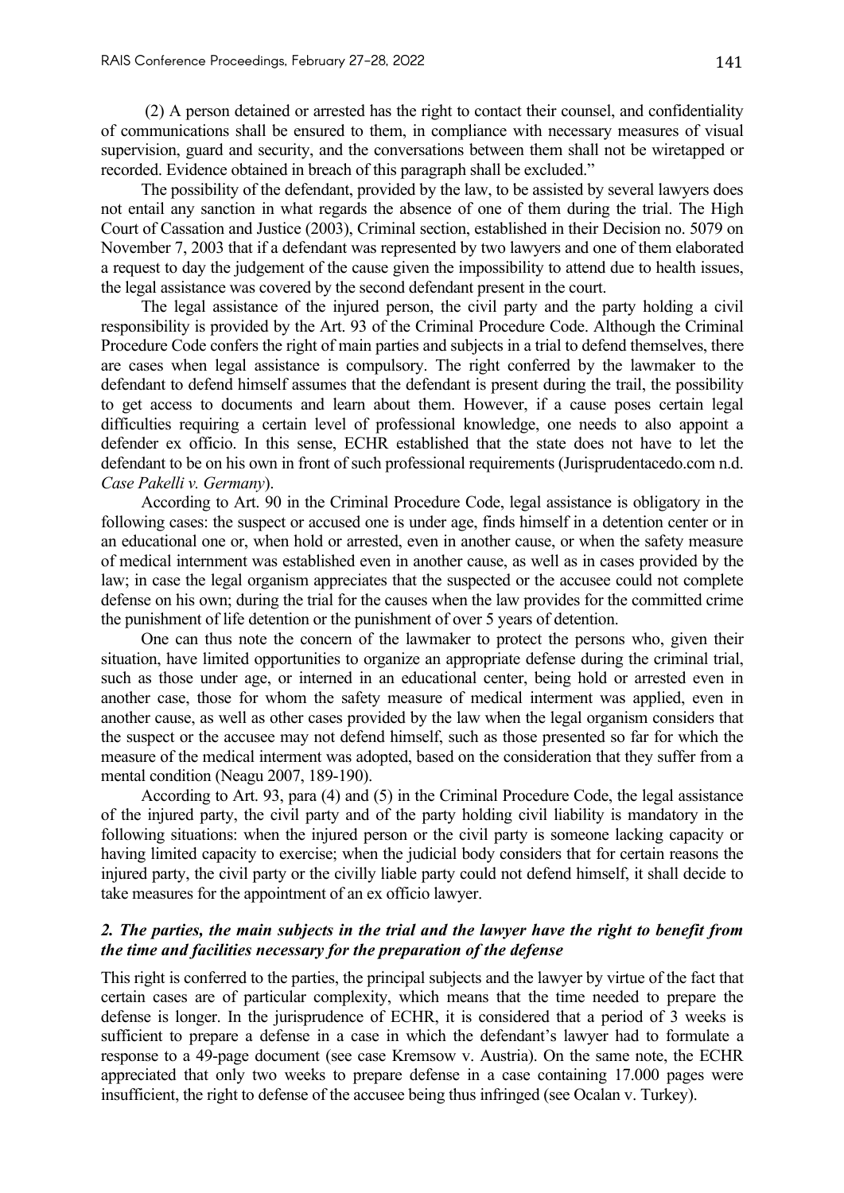(2) A person detained or arrested has the right to contact their counsel, and confidentiality of communications shall be ensured to them, in compliance with necessary measures of visual supervision, guard and security, and the conversations between them shall not be wiretapped or recorded. Evidence obtained in breach of this paragraph shall be excluded."

The possibility of the defendant, provided by the law, to be assisted by several lawyers does not entail any sanction in what regards the absence of one of them during the trial. The High Court of Cassation and Justice (2003), Criminal section, established in their Decision no. 5079 on November 7, 2003 that if a defendant was represented by two lawyers and one of them elaborated a request to day the judgement of the cause given the impossibility to attend due to health issues, the legal assistance was covered by the second defendant present in the court.

The legal assistance of the injured person, the civil party and the party holding a civil responsibility is provided by the Art. 93 of the Criminal Procedure Code. Although the Criminal Procedure Code confers the right of main parties and subjects in a trial to defend themselves, there are cases when legal assistance is compulsory. The right conferred by the lawmaker to the defendant to defend himself assumes that the defendant is present during the trail, the possibility to get access to documents and learn about them. However, if a cause poses certain legal difficulties requiring a certain level of professional knowledge, one needs to also appoint a defender ex officio. In this sense, ECHR established that the state does not have to let the defendant to be on his own in front of such professional requirements (Jurisprudentacedo.com n.d. *Case Pakelli v. Germany*).

According to Art. 90 in the Criminal Procedure Code, legal assistance is obligatory in the following cases: the suspect or accused one is under age, finds himself in a detention center or in an educational one or, when hold or arrested, even in another cause, or when the safety measure of medical internment was established even in another cause, as well as in cases provided by the law; in case the legal organism appreciates that the suspected or the accusee could not complete defense on his own; during the trial for the causes when the law provides for the committed crime the punishment of life detention or the punishment of over 5 years of detention.

One can thus note the concern of the lawmaker to protect the persons who, given their situation, have limited opportunities to organize an appropriate defense during the criminal trial, such as those under age, or interned in an educational center, being hold or arrested even in another case, those for whom the safety measure of medical interment was applied, even in another cause, as well as other cases provided by the law when the legal organism considers that the suspect or the accusee may not defend himself, such as those presented so far for which the measure of the medical interment was adopted, based on the consideration that they suffer from a mental condition (Neagu 2007, 189-190).

According to Art. 93, para (4) and (5) in the Criminal Procedure Code, the legal assistance of the injured party, the civil party and of the party holding civil liability is mandatory in the following situations: when the injured person or the civil party is someone lacking capacity or having limited capacity to exercise; when the judicial body considers that for certain reasons the injured party, the civil party or the civilly liable party could not defend himself, it shall decide to take measures for the appointment of an ex officio lawyer.

### *2. The parties, the main subjects in the trial and the lawyer have the right to benefit from the time and facilities necessary for the preparation of the defense*

This right is conferred to the parties, the principal subjects and the lawyer by virtue of the fact that certain cases are of particular complexity, which means that the time needed to prepare the defense is longer. In the jurisprudence of ECHR, it is considered that a period of 3 weeks is sufficient to prepare a defense in a case in which the defendant's lawyer had to formulate a response to a 49-page document (see case Kremsow v. Austria). On the same note, the ECHR appreciated that only two weeks to prepare defense in a case containing 17.000 pages were insufficient, the right to defense of the accusee being thus infringed (see Ocalan v. Turkey).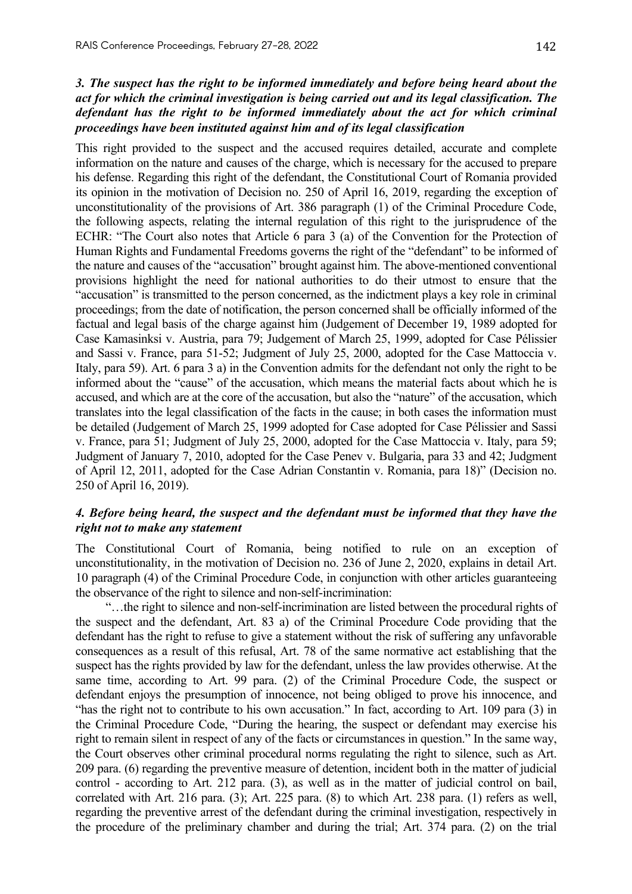### *3. The suspect has the right to be informed immediately and before being heard about the act for which the criminal investigation is being carried out and its legal classification. The defendant has the right to be informed immediately about the act for which criminal proceedings have been instituted against him and of its legal classification*

This right provided to the suspect and the accused requires detailed, accurate and complete information on the nature and causes of the charge, which is necessary for the accused to prepare his defense. Regarding this right of the defendant, the Constitutional Court of Romania provided its opinion in the motivation of Decision no. 250 of April 16, 2019, regarding the exception of unconstitutionality of the provisions of Art. 386 paragraph (1) of the Criminal Procedure Code, the following aspects, relating the internal regulation of this right to the jurisprudence of the ECHR: "The Court also notes that Article 6 para 3 (a) of the Convention for the Protection of Human Rights and Fundamental Freedoms governs the right of the "defendant" to be informed of the nature and causes of the "accusation" brought against him. The above-mentioned conventional provisions highlight the need for national authorities to do their utmost to ensure that the "accusation" is transmitted to the person concerned, as the indictment plays a key role in criminal proceedings; from the date of notification, the person concerned shall be officially informed of the factual and legal basis of the charge against him (Judgement of December 19, 1989 adopted for Case Kamasinksi v. Austria, para 79; Judgement of March 25, 1999, adopted for Case Pélissier and Sassi v. France, para 51-52; Judgment of July 25, 2000, adopted for the Case Mattoccia v. Italy, para 59). Art. 6 para 3 a) in the Convention admits for the defendant not only the right to be informed about the "cause" of the accusation, which means the material facts about which he is accused, and which are at the core of the accusation, but also the "nature" of the accusation, which translates into the legal classification of the facts in the cause; in both cases the information must be detailed (Judgement of March 25, 1999 adopted for Case adopted for Case Pélissier and Sassi v. France, para 51; Judgment of July 25, 2000, adopted for the Case Mattoccia v. Italy, para 59; Judgment of January 7, 2010, adopted for the Case Penev v. Bulgaria, para 33 and 42; Judgment of April 12, 2011, adopted for the Case Adrian Constantin v. Romania, para 18)" (Decision no. 250 of April 16, 2019).

### *4. Before being heard, the suspect and the defendant must be informed that they have the right not to make any statement*

The Constitutional Court of Romania, being notified to rule on an exception of unconstitutionality, in the motivation of Decision no. 236 of June 2, 2020, explains in detail Art. 10 paragraph (4) of the Criminal Procedure Code, in conjunction with other articles guaranteeing the observance of the right to silence and non-self-incrimination:

"…the right to silence and non-self-incrimination are listed between the procedural rights of the suspect and the defendant, Art. 83 a) of the Criminal Procedure Code providing that the defendant has the right to refuse to give a statement without the risk of suffering any unfavorable consequences as a result of this refusal, Art. 78 of the same normative act establishing that the suspect has the rights provided by law for the defendant, unless the law provides otherwise. At the same time, according to Art. 99 para. (2) of the Criminal Procedure Code, the suspect or defendant enjoys the presumption of innocence, not being obliged to prove his innocence, and "has the right not to contribute to his own accusation." In fact, according to Art. 109 para (3) in the Criminal Procedure Code, "During the hearing, the suspect or defendant may exercise his right to remain silent in respect of any of the facts or circumstances in question." In the same way, the Court observes other criminal procedural norms regulating the right to silence, such as Art. 209 para. (6) regarding the preventive measure of detention, incident both in the matter of judicial control - according to Art. 212 para. (3), as well as in the matter of judicial control on bail, correlated with Art. 216 para. (3); Art. 225 para. (8) to which Art. 238 para. (1) refers as well, regarding the preventive arrest of the defendant during the criminal investigation, respectively in the procedure of the preliminary chamber and during the trial; Art. 374 para. (2) on the trial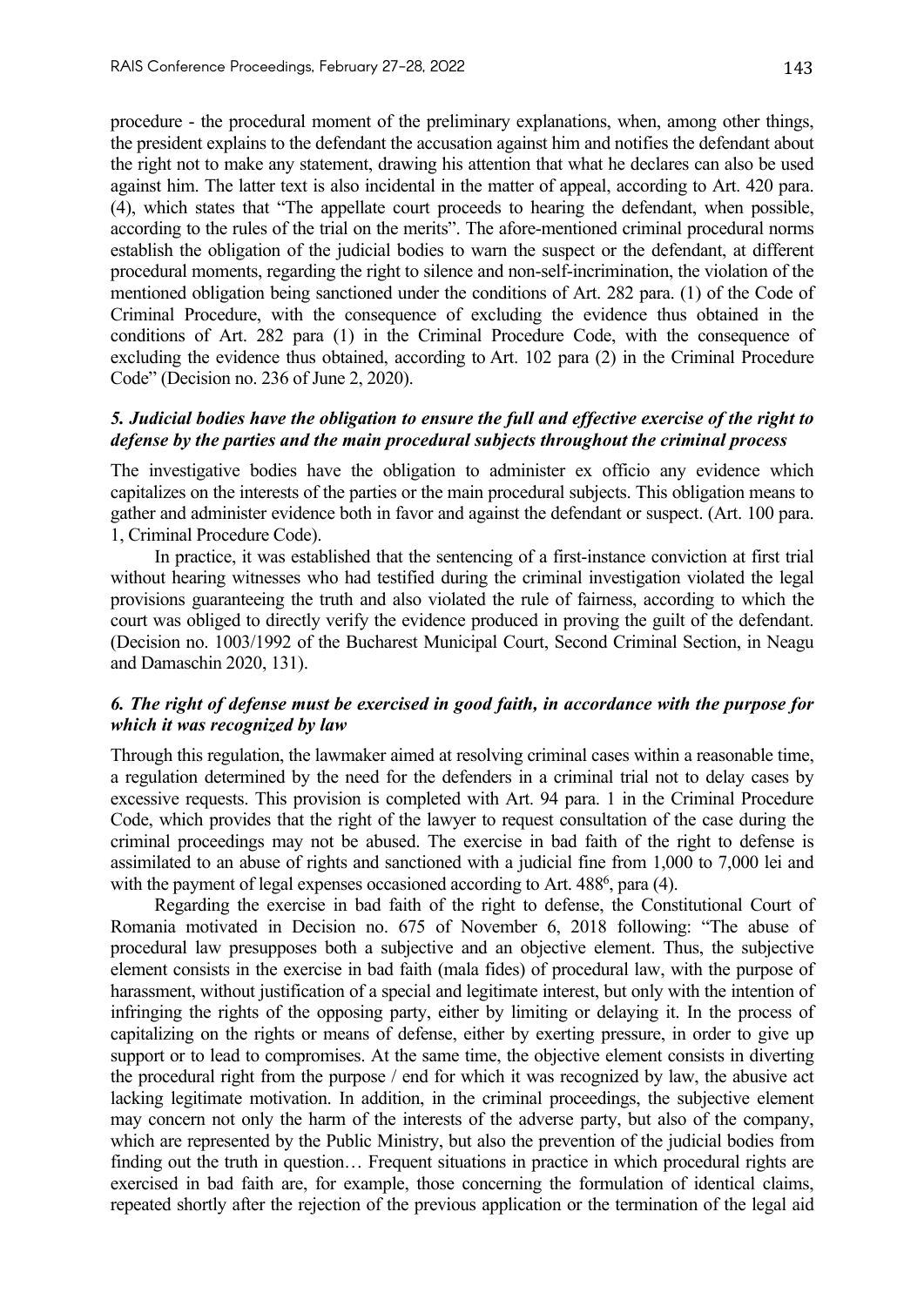procedure - the procedural moment of the preliminary explanations, when, among other things, the president explains to the defendant the accusation against him and notifies the defendant about the right not to make any statement, drawing his attention that what he declares can also be used against him. The latter text is also incidental in the matter of appeal, according to Art. 420 para. (4), which states that "The appellate court proceeds to hearing the defendant, when possible, according to the rules of the trial on the merits". The afore-mentioned criminal procedural norms establish the obligation of the judicial bodies to warn the suspect or the defendant, at different procedural moments, regarding the right to silence and non-self-incrimination, the violation of the mentioned obligation being sanctioned under the conditions of Art. 282 para. (1) of the Code of Criminal Procedure, with the consequence of excluding the evidence thus obtained in the conditions of Art. 282 para (1) in the Criminal Procedure Code, with the consequence of excluding the evidence thus obtained, according to Art. 102 para (2) in the Criminal Procedure Code" (Decision no. 236 of June 2, 2020).

### *5. Judicial bodies have the obligation to ensure the full and effective exercise of the right to defense by the parties and the main procedural subjects throughout the criminal process*

The investigative bodies have the obligation to administer ex officio any evidence which capitalizes on the interests of the parties or the main procedural subjects. This obligation means to gather and administer evidence both in favor and against the defendant or suspect. (Art. 100 para. 1, Criminal Procedure Code).

In practice, it was established that the sentencing of a first-instance conviction at first trial without hearing witnesses who had testified during the criminal investigation violated the legal provisions guaranteeing the truth and also violated the rule of fairness, according to which the court was obliged to directly verify the evidence produced in proving the guilt of the defendant. (Decision no. 1003/1992 of the Bucharest Municipal Court, Second Criminal Section, in Neagu and Damaschin 2020, 131).

### *6. The right of defense must be exercised in good faith, in accordance with the purpose for which it was recognized by law*

Through this regulation, the lawmaker aimed at resolving criminal cases within a reasonable time, a regulation determined by the need for the defenders in a criminal trial not to delay cases by excessive requests. This provision is completed with Art. 94 para. 1 in the Criminal Procedure Code, which provides that the right of the lawyer to request consultation of the case during the criminal proceedings may not be abused. The exercise in bad faith of the right to defense is assimilated to an abuse of rights and sanctioned with a judicial fine from 1,000 to 7,000 lei and with the payment of legal expenses occasioned according to Art. 488[6], para (4).

Regarding the exercise in bad faith of the right to defense, the Constitutional Court of Romania motivated in Decision no. 675 of November 6, 2018 following: "The abuse of procedural law presupposes both a subjective and an objective element. Thus, the subjective element consists in the exercise in bad faith (mala fides) of procedural law, with the purpose of harassment, without justification of a special and legitimate interest, but only with the intention of infringing the rights of the opposing party, either by limiting or delaying it. In the process of capitalizing on the rights or means of defense, either by exerting pressure, in order to give up support or to lead to compromises. At the same time, the objective element consists in diverting the procedural right from the purpose / end for which it was recognized by law, the abusive act lacking legitimate motivation. In addition, in the criminal proceedings, the subjective element may concern not only the harm of the interests of the adverse party, but also of the company, which are represented by the Public Ministry, but also the prevention of the judicial bodies from finding out the truth in question… Frequent situations in practice in which procedural rights are exercised in bad faith are, for example, those concerning the formulation of identical claims, repeated shortly after the rejection of the previous application or the termination of the legal aid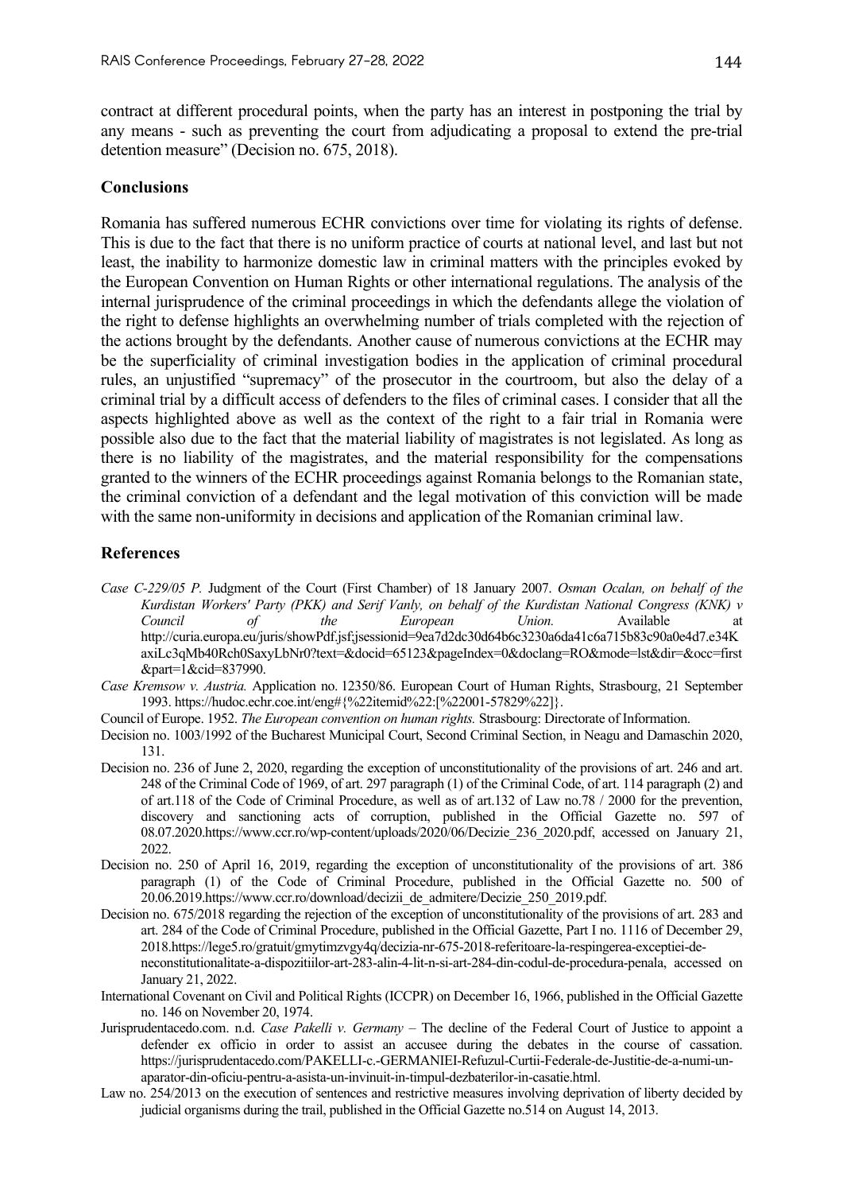contract at different procedural points, when the party has an interest in postponing the trial by any means - such as preventing the court from adjudicating a proposal to extend the pre-trial detention measure" (Decision no. 675, 2018).

## Conclusions

Romania has suffered numerous ECHR convictions over time for violating its rights of defense. This is due to the fact that there is no uniform practice of courts at national level, and last but not least, the inability to harmonize domestic law in criminal matters with the principles evoked by the European Convention on Human Rights or other international regulations. The analysis of the internal jurisprudence of the criminal proceedings in which the defendants allege the violation of the right to defense highlights an overwhelming number of trials completed with the rejection of the actions brought by the defendants. Another cause of numerous convictions at the ECHR may be the superficiality of criminal investigation bodies in the application of criminal procedural rules, an unjustified "supremacy" of the prosecutor in the courtroom, but also the delay of a criminal trial by a difficult access of defenders to the files of criminal cases. I consider that all the aspects highlighted above as well as the context of the right to a fair trial in Romania were possible also due to the fact that the material liability of magistrates is not legislated. As long as there is no liability of the magistrates, and the material responsibility for the compensations granted to the winners of the ECHR proceedings against Romania belongs to the Romanian state, the criminal conviction of a defendant and the legal motivation of this conviction will be made with the same non-uniformity in decisions and application of the Romanian criminal law.

## References

*Case C-229/05 P.* Judgment of the Court (First Chamber) of 18 January 2007. *Osman Ocalan, on behalf of the Kurdistan Workers' Party (PKK) and Serif Vanly, on behalf of the Kurdistan National Congress (KNK) v Council of the European Union.* Available at http://curia.europa.eu/juris/showPdf.jsf;jsessionid=9ea7d2dc30d64b6c3230a6da41c6a715b83c90a0e4d7.e34KaxiLc3qMb40Rch0SaxyLbNr0?text=&docid=65123&pageIndex=0&doclang=RO&mode=lst&dir=&occ=first&part=1&cid=837990.

*Case Kremsow v. Austria.* Application no. 12350/86. European Court of Human Rights, Strasbourg, 21 September 1993. https://hudoc.echr.coe.int/eng#{%22itemid%22:[%22001-57829%22]}.

Council of Europe. 1952. *The European convention on human rights.* Strasbourg: Directorate of Information.

Decision no. 1003/1992 of the Bucharest Municipal Court, Second Criminal Section, in Neagu and Damaschin 2020, 131.

Decision no. 236 of June 2, 2020, regarding the exception of unconstitutionality of the provisions of art. 246 and art. 248 of the Criminal Code of 1969, of art. 297 paragraph (1) of the Criminal Code, of art. 114 paragraph (2) and of art.118 of the Code of Criminal Procedure, as well as of art.132 of Law no.78 / 2000 for the prevention, discovery and sanctioning acts of corruption, published in the Official Gazette no. 597 of 08.07.2020.https://www.ccr.ro/wp-content/uploads/2020/06/Decizie_236_2020.pdf, accessed on January 21, 2022.

Decision no. 250 of April 16, 2019, regarding the exception of unconstitutionality of the provisions of art. 386 paragraph (1) of the Code of Criminal Procedure, published in the Official Gazette no. 500 of 20.06.2019.https://www.ccr.ro/download/decizii_de_admitere/Decizie_250_2019.pdf.

Decision no. 675/2018 regarding the rejection of the exception of unconstitutionality of the provisions of art. 283 and art. 284 of the Code of Criminal Procedure, published in the Official Gazette, Part I no. 1116 of December 29, 2018.https://lege5.ro/gratuit/gmytimzvgy4q/decizia-nr-675-2018-referitoare-la-respingerea-exceptiei-de-neconstitutionalitate-a-dispozitiilor-art-283-alin-4-lit-n-si-art-284-din-codul-de-procedura-penala, accessed on January 21, 2022.

International Covenant on Civil and Political Rights (ICCPR) on December 16, 1966, published in the Official Gazette no. 146 on November 20, 1974.

Jurisprudentacedo.com. n.d. *Case Pakelli v. Germany* – The decline of the Federal Court of Justice to appoint a defender ex officio in order to assist an accusee during the debates in the course of cassation. https://jurisprudentacedo.com/PAKELLI-c.-GERMANIEI-Refuzul-Curtii-Federale-de-Justitie-de-a-numi-un-aparator-din-oficiu-pentru-a-asista-un-invinuit-in-timpul-dezbaterilor-in-casatie.html.

Law no. 254/2013 on the execution of sentences and restrictive measures involving deprivation of liberty decided by judicial organisms during the trail, published in the Official Gazette no.514 on August 14, 2013.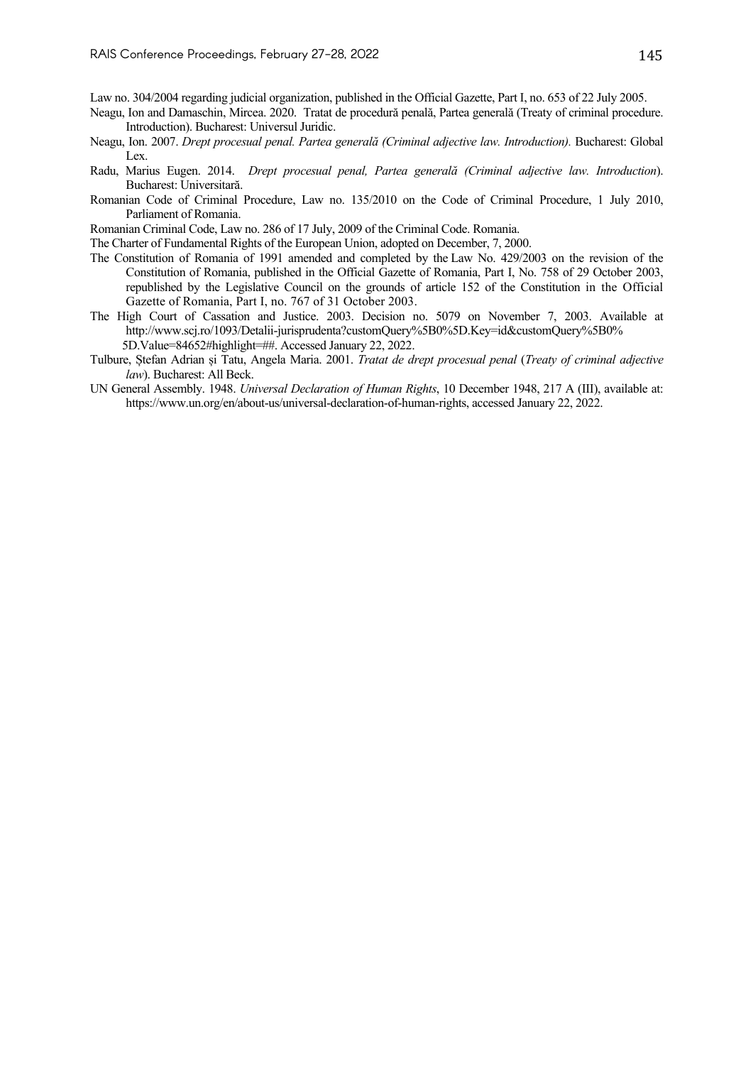Law no. 304/2004 regarding judicial organization, published in the Official Gazette, Part I, no. 653 of 22 July 2005.

Neagu, Ion and Damaschin, Mircea. 2020. Tratat de procedură penală, Partea generală (Treaty of criminal procedure. Introduction). Bucharest: Universul Juridic.

Neagu, Ion. 2007. *Drept procesual penal. Partea generală (Criminal adjective law. Introduction).* Bucharest: Global Lex.

Radu, Marius Eugen. 2014. *Drept procesual penal, Partea generală (Criminal adjective law. Introduction*). Bucharest: Universitară.

Romanian Code of Criminal Procedure, Law no. 135/2010 on the Code of Criminal Procedure, 1 July 2010, Parliament of Romania.

Romanian Criminal Code, Law no. 286 of 17 July, 2009 of the Criminal Code. Romania.

The Charter of Fundamental Rights of the European Union, adopted on December, 7, 2000.

The Constitution of Romania of 1991 amended and completed by the Law No. 429/2003 on the revision of the Constitution of Romania, published in the Official Gazette of Romania, Part I, No. 758 of 29 October 2003, republished by the Legislative Council on the grounds of article 152 of the Constitution in the Official Gazette of Romania, Part I, no. 767 of 31 October 2003.

The High Court of Cassation and Justice. 2003. Decision no. 5079 on November 7, 2003. Available at http://www.scj.ro/1093/Detalii-jurisprudenta?customQuery%5B0%5D.Key=id&customQuery%5B0%5D.Value=84652#highlight=##. Accessed January 22, 2022.

Tulbure, Ștefan Adrian și Tatu, Angela Maria. 2001. *Tratat de drept procesual penal* (*Treaty of criminal adjective law*). Bucharest: All Beck.

UN General Assembly. 1948. *Universal Declaration of Human Rights*, 10 December 1948, 217 A (III), available at: https://www.un.org/en/about-us/universal-declaration-of-human-rights, accessed January 22, 2022.